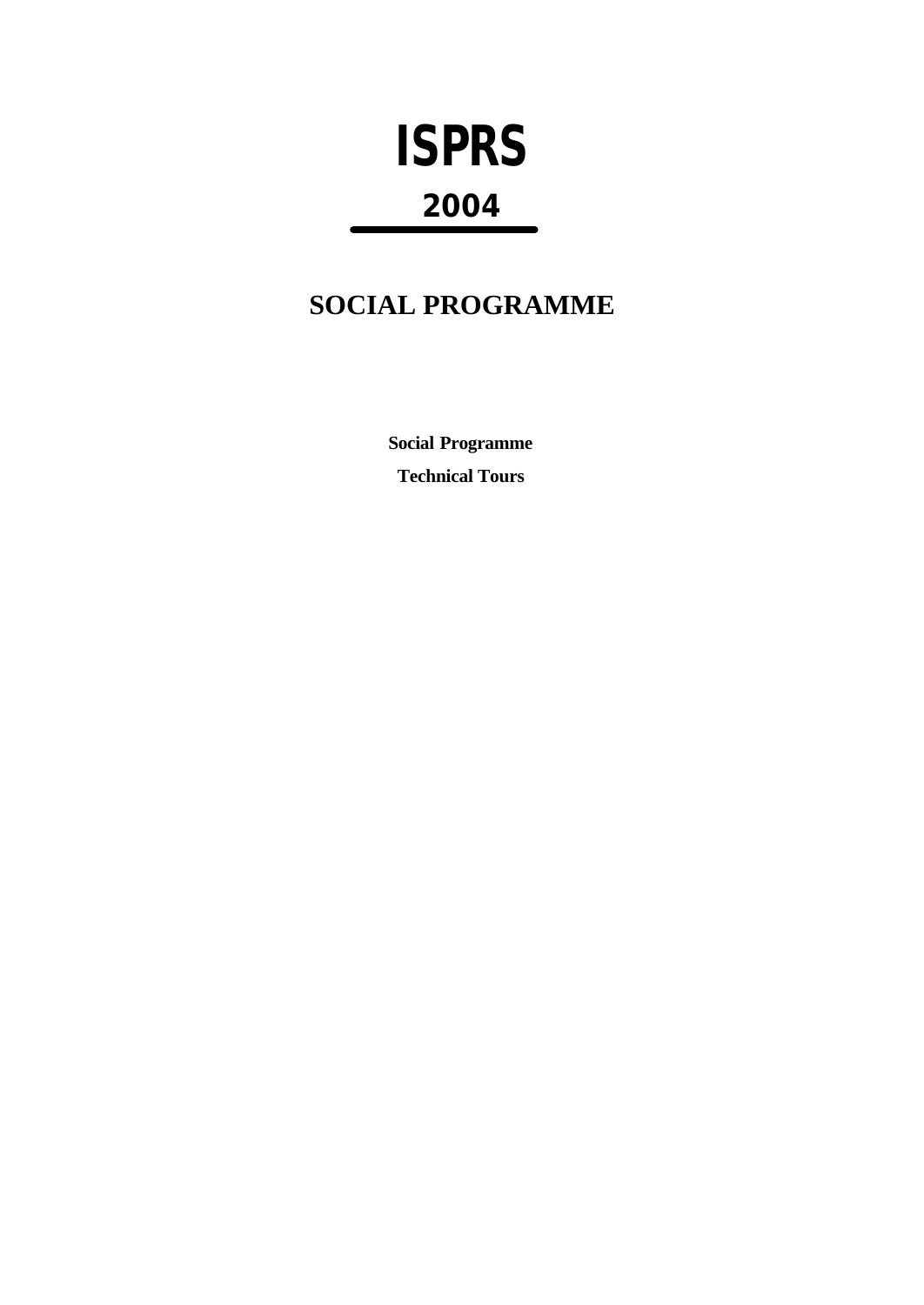# ISPRS

## 2004

## SOCIAL PROGRAMME

**Social Programme**

**Technical Tours**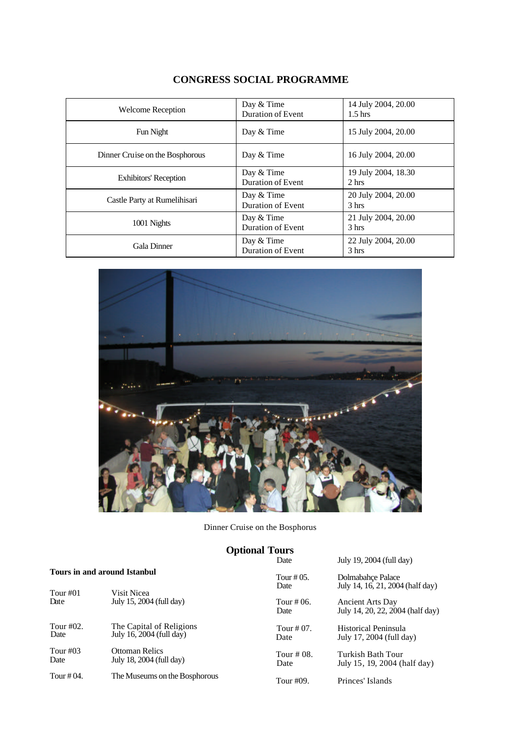## CONGRESS SOCIAL PROGRAMME

| Event | | |
|---|---|---|
| Welcome Reception | Day & Time<br>Duration of Event | 14 July 2004, 20.00<br>1.5 hrs |
| Fun Night | Day & Time | 15 July 2004, 20.00 |
| Dinner Cruise on the Bosphorous | Day & Time | 16 July 2004, 20.00 |
| Exhibitors' Reception | Day & Time<br>Duration of Event | 19 July 2004, 18.30<br>2 hrs |
| Castle Party at Rumelihisari | Day & Time<br>Duration of Event | 20 July 2004, 20.00<br>3 hrs |
| 1001 Nights | Day & Time<br>Duration of Event | 21 July 2004, 20.00<br>3 hrs |
| Gala Dinner | Day & Time<br>Duration of Event | 22 July 2004, 20.00<br>3 hrs |

Dinner Cruise on the Bosphorus

## Optional Tours

**Tours in and around Istanbul**

Tour #01 Visit Nicea
Date July 15, 2004 (full day)

Tour #02. The Capital of Religions
Date July 16, 2004 (full day)

Tour #03 Ottoman Relics
Date July 18, 2004 (full day)

Tour # 04. The Museums on the Bosphorous
Date July 19, 2004 (full day)

Tour # 05. Dolmabahçe Palace
Date July 14, 16, 21, 2004 (half day)

Tour # 06. Ancient Arts Day
Date July 14, 20, 22, 2004 (half day)

Tour # 07. Historical Peninsula
Date July 17, 2004 (full day)

Tour # 08. Turkish Bath Tour
Date July 15, 19, 2004 (half day)

Tour #09. Princes' Islands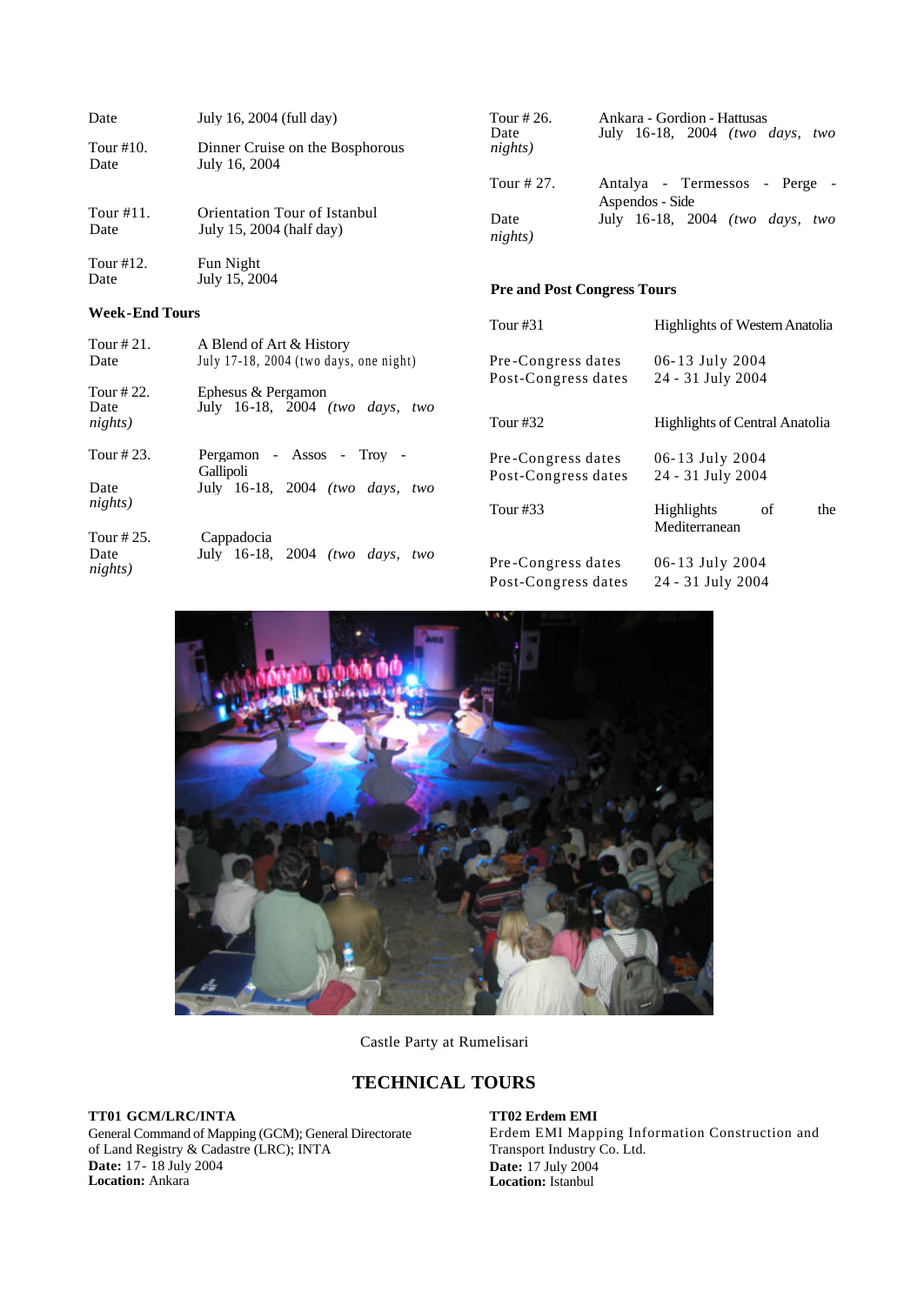| | |
|---|---|
| Date | July 16, 2004 (full day) |
| Tour #10. | Dinner Cruise on the Bosphorous |
| Date | July 16, 2004 |
| Tour #11. | Orientation Tour of Istanbul |
| Date | July 15, 2004 (half day) |
| Tour #12. | Fun Night |
| Date | July 15, 2004 |

**Week-End Tours**

| | |
|---|---|
| Tour # 21. | A Blend of Art & History |
| Date | July 17-18, 2004 (two days, one night) |
| Tour # 22. | Ephesus & Pergamon |
| Date | July 16-18, 2004 *(two days, two nights)* |
| Tour # 23. | Pergamon - Assos - Troy - Gallipoli |
| Date | July 16-18, 2004 *(two days, two nights)* |
| Tour # 25. | Cappadocia |
| Date | July 16-18, 2004 *(two days, two nights)* |
| Tour # 26. | Ankara - Gordion - Hattusas |
| Date | July 16-18, 2004 *(two days, two nights)* |
| Tour # 27. | Antalya - Termessos - Perge - Aspendos - Side |
| Date | July 16-18, 2004 *(two days, two nights)* |

**Pre and Post Congress Tours**

| | |
|---|---|
| Tour #31 | Highlights of Western Anatolia |
| Pre-Congress dates | 06-13 July 2004 |
| Post-Congress dates | 24 - 31 July 2004 |
| Tour #32 | Highlights of Central Anatolia |
| Pre-Congress dates | 06-13 July 2004 |
| Post-Congress dates | 24 - 31 July 2004 |
| Tour #33 | Highlights of the Mediterranean |
| Pre-Congress dates | 06-13 July 2004 |
| Post-Congress dates | 24 - 31 July 2004 |

Castle Party at Rumelisari

## TECHNICAL TOURS

**TT01 GCM/LRC/INTA**
General Command of Mapping (GCM); General Directorate of Land Registry & Cadastre (LRC); INTA
**Date:** 17- 18 July 2004
**Location:** Ankara

**TT02 Erdem EMI**
Erdem EMI Mapping Information Construction and Transport Industry Co. Ltd.
**Date:** 17 July 2004
**Location:** Istanbul